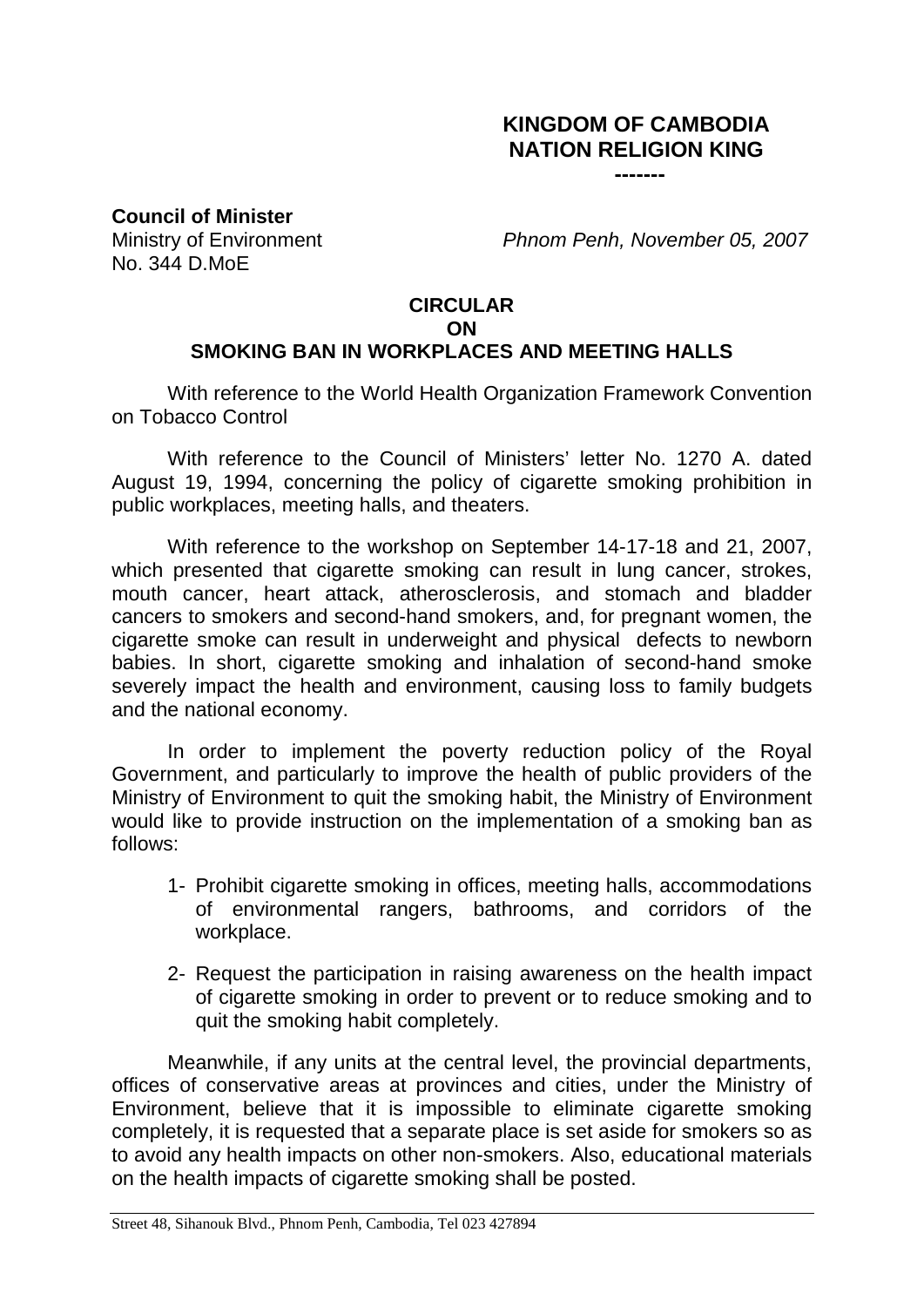**KINGDOM OF CAMBODIA**
**NATION RELIGION KING**
**-------**

**Council of Minister**
Ministry of Environment
No. 344 D.MoE

*Phnom Penh, November 05, 2007*

# CIRCULAR ON SMOKING BAN IN WORKPLACES AND MEETING HALLS

With reference to the World Health Organization Framework Convention on Tobacco Control

With reference to the Council of Ministers' letter No. 1270 A. dated August 19, 1994, concerning the policy of cigarette smoking prohibition in public workplaces, meeting halls, and theaters.

With reference to the workshop on September 14-17-18 and 21, 2007, which presented that cigarette smoking can result in lung cancer, strokes, mouth cancer, heart attack, atherosclerosis, and stomach and bladder cancers to smokers and second-hand smokers, and, for pregnant women, the cigarette smoke can result in underweight and physical defects to newborn babies. In short, cigarette smoking and inhalation of second-hand smoke severely impact the health and environment, causing loss to family budgets and the national economy.

In order to implement the poverty reduction policy of the Royal Government, and particularly to improve the health of public providers of the Ministry of Environment to quit the smoking habit, the Ministry of Environment would like to provide instruction on the implementation of a smoking ban as follows:

1- Prohibit cigarette smoking in offices, meeting halls, accommodations of environmental rangers, bathrooms, and corridors of the workplace.

2- Request the participation in raising awareness on the health impact of cigarette smoking in order to prevent or to reduce smoking and to quit the smoking habit completely.

Meanwhile, if any units at the central level, the provincial departments, offices of conservative areas at provinces and cities, under the Ministry of Environment, believe that it is impossible to eliminate cigarette smoking completely, it is requested that a separate place is set aside for smokers so as to avoid any health impacts on other non-smokers. Also, educational materials on the health impacts of cigarette smoking shall be posted.

Street 48, Sihanouk Blvd., Phnom Penh, Cambodia, Tel 023 427894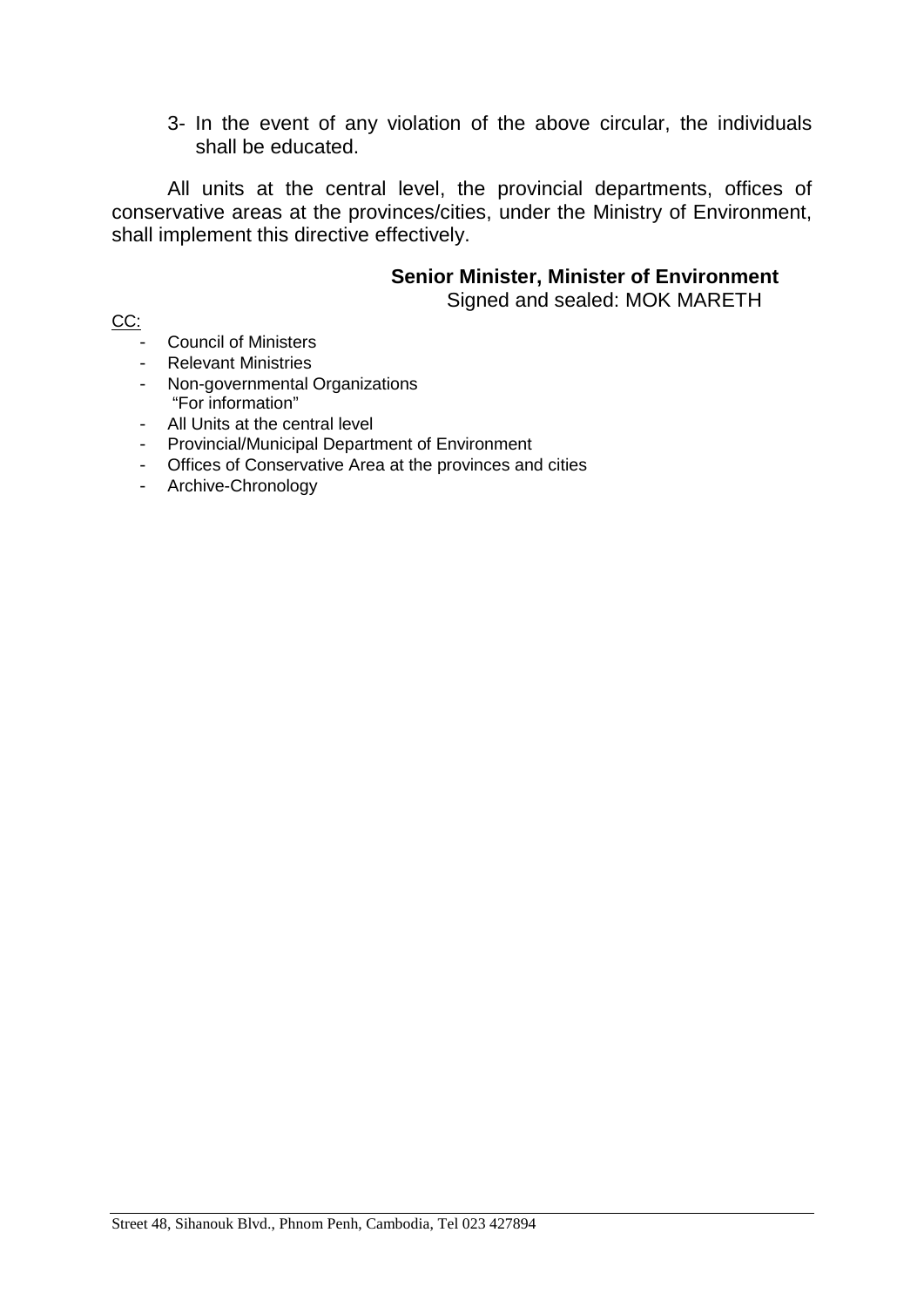3- In the event of any violation of the above circular, the individuals shall be educated.

All units at the central level, the provincial departments, offices of conservative areas at the provinces/cities, under the Ministry of Environment, shall implement this directive effectively.

**Senior Minister, Minister of Environment**

Signed and sealed: MOK MARETH

CC:

- Council of Ministers
- Relevant Ministries
- Non-governmental Organizations
  "For information"
- All Units at the central level
- Provincial/Municipal Department of Environment
- Offices of Conservative Area at the provinces and cities
- Archive-Chronology

Street 48, Sihanouk Blvd., Phnom Penh, Cambodia, Tel 023 427894